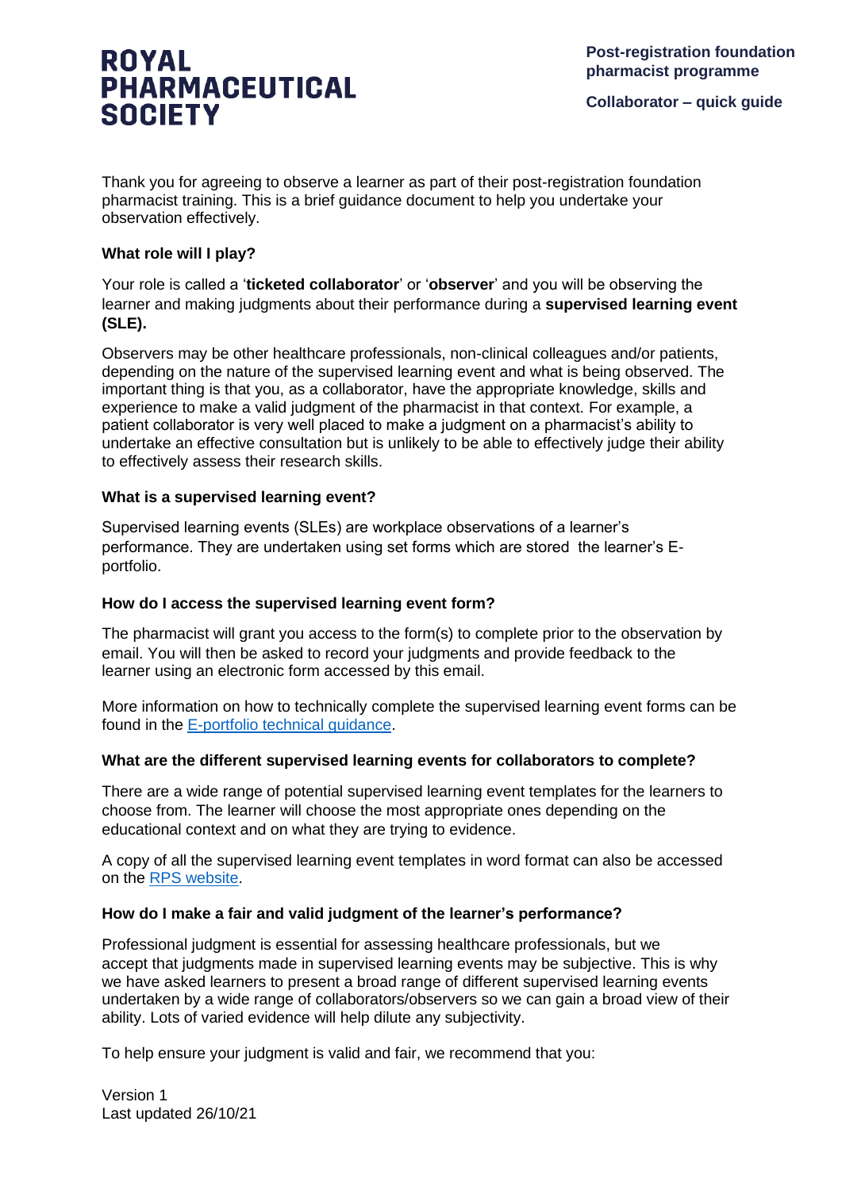# ROYAL PHARMACEUTICAL SOCIETY

**Post-registration foundation pharmacist programme**

**Collaborator – quick guide**

Thank you for agreeing to observe a learner as part of their post-registration foundation pharmacist training. This is a brief guidance document to help you undertake your observation effectively.

### What role will I play?

Your role is called a '**ticketed collaborator**' or '**observer**' and you will be observing the learner and making judgments about their performance during a **supervised learning event (SLE).**

Observers may be other healthcare professionals, non-clinical colleagues and/or patients, depending on the nature of the supervised learning event and what is being observed. The important thing is that you, as a collaborator, have the appropriate knowledge, skills and experience to make a valid judgment of the pharmacist in that context. For example, a patient collaborator is very well placed to make a judgment on a pharmacist's ability to undertake an effective consultation but is unlikely to be able to effectively judge their ability to effectively assess their research skills.

### What is a supervised learning event?

Supervised learning events (SLEs) are workplace observations of a learner's performance. They are undertaken using set forms which are stored  the learner's E-portfolio.

### How do I access the supervised learning event form?

The pharmacist will grant you access to the form(s) to complete prior to the observation by email. You will then be asked to record your judgments and provide feedback to the learner using an electronic form accessed by this email.

More information on how to technically complete the supervised learning event forms can be found in the E-portfolio technical guidance.

### What are the different supervised learning events for collaborators to complete?

There are a wide range of potential supervised learning event templates for the learners to choose from. The learner will choose the most appropriate ones depending on the educational context and on what they are trying to evidence.

A copy of all the supervised learning event templates in word format can also be accessed on the RPS website.

### How do I make a fair and valid judgment of the learner's performance?

Professional judgment is essential for assessing healthcare professionals, but we accept that judgments made in supervised learning events may be subjective. This is why we have asked learners to present a broad range of different supervised learning events undertaken by a wide range of collaborators/observers so we can gain a broad view of their ability. Lots of varied evidence will help dilute any subjectivity.

To help ensure your judgment is valid and fair, we recommend that you:

Version 1
Last updated 26/10/21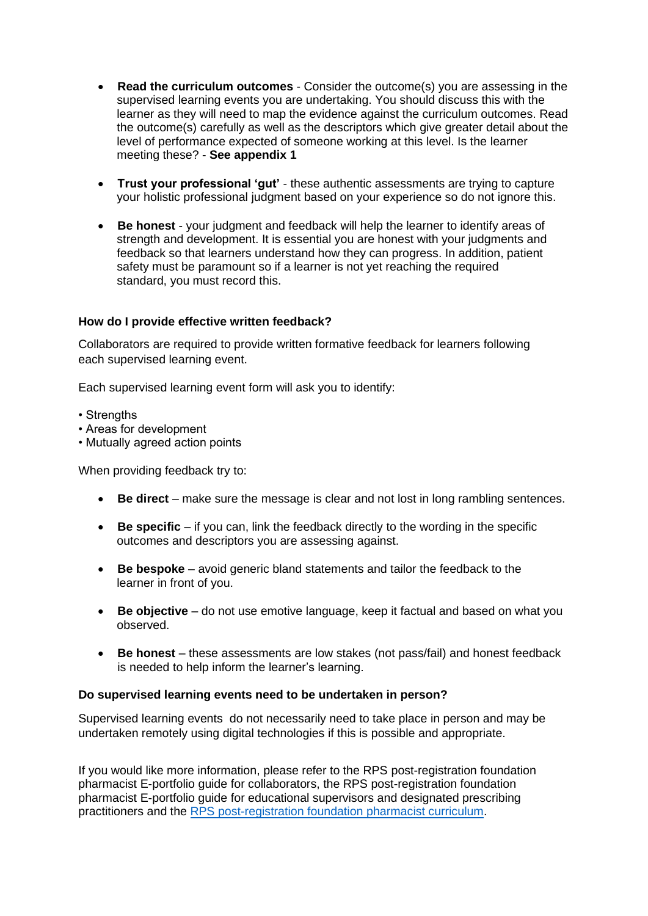- **Read the curriculum outcomes** - Consider the outcome(s) you are assessing in the supervised learning events you are undertaking. You should discuss this with the learner as they will need to map the evidence against the curriculum outcomes. Read the outcome(s) carefully as well as the descriptors which give greater detail about the level of performance expected of someone working at this level. Is the learner meeting these? - **See appendix 1**

- **Trust your professional 'gut'** - these authentic assessments are trying to capture your holistic professional judgment based on your experience so do not ignore this.

- **Be honest** - your judgment and feedback will help the learner to identify areas of strength and development. It is essential you are honest with your judgments and feedback so that learners understand how they can progress. In addition, patient safety must be paramount so if a learner is not yet reaching the required standard, you must record this.

**How do I provide effective written feedback?**

Collaborators are required to provide written formative feedback for learners following each supervised learning event.

Each supervised learning event form will ask you to identify:

- Strengths
- Areas for development
- Mutually agreed action points

When providing feedback try to:

- **Be direct** – make sure the message is clear and not lost in long rambling sentences.

- **Be specific** – if you can, link the feedback directly to the wording in the specific outcomes and descriptors you are assessing against.

- **Be bespoke** – avoid generic bland statements and tailor the feedback to the learner in front of you.

- **Be objective** – do not use emotive language, keep it factual and based on what you observed.

- **Be honest** – these assessments are low stakes (not pass/fail) and honest feedback is needed to help inform the learner's learning.

**Do supervised learning events need to be undertaken in person?**

Supervised learning events do not necessarily need to take place in person and may be undertaken remotely using digital technologies if this is possible and appropriate.

If you would like more information, please refer to the RPS post-registration foundation pharmacist E-portfolio guide for collaborators, the RPS post-registration foundation pharmacist E-portfolio guide for educational supervisors and designated prescribing practitioners and the RPS post-registration foundation pharmacist curriculum.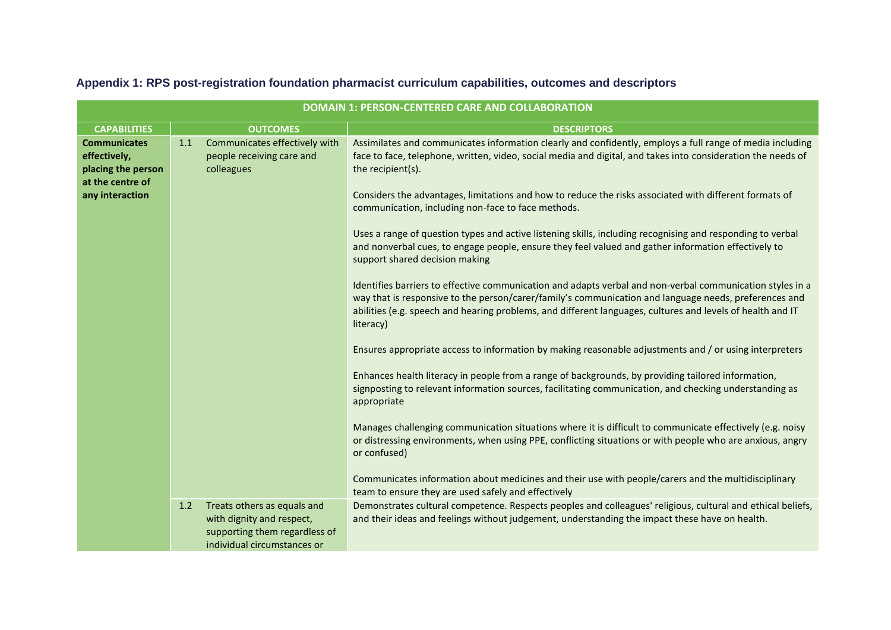**Appendix 1: RPS post-registration foundation pharmacist curriculum capabilities, outcomes and descriptors**

| DOMAIN 1: PERSON-CENTERED CARE AND COLLABORATION | | |
|---|---|---|
| **CAPABILITIES** | **OUTCOMES** | **DESCRIPTORS** |
| **Communicates effectively, placing the person at the centre of any interaction** | 1.1 Communicates effectively with people receiving care and colleagues | Assimilates and communicates information clearly and confidently, employs a full range of media including face to face, telephone, written, video, social media and digital, and takes into consideration the needs of the recipient(s).<br><br>Considers the advantages, limitations and how to reduce the risks associated with different formats of communication, including non-face to face methods.<br><br>Uses a range of question types and active listening skills, including recognising and responding to verbal and nonverbal cues, to engage people, ensure they feel valued and gather information effectively to support shared decision making<br><br>Identifies barriers to effective communication and adapts verbal and non-verbal communication styles in a way that is responsive to the person/carer/family's communication and language needs, preferences and abilities (e.g. speech and hearing problems, and different languages, cultures and levels of health and IT literacy)<br><br>Ensures appropriate access to information by making reasonable adjustments and / or using interpreters<br><br>Enhances health literacy in people from a range of backgrounds, by providing tailored information, signposting to relevant information sources, facilitating communication, and checking understanding as appropriate<br><br>Manages challenging communication situations where it is difficult to communicate effectively (e.g. noisy or distressing environments, when using PPE, conflicting situations or with people who are anxious, angry or confused)<br><br>Communicates information about medicines and their use with people/carers and the multidisciplinary team to ensure they are used safely and effectively |
| | 1.2 Treats others as equals and with dignity and respect, supporting them regardless of individual circumstances or | Demonstrates cultural competence. Respects peoples and colleagues' religious, cultural and ethical beliefs, and their ideas and feelings without judgement, understanding the impact these have on health. |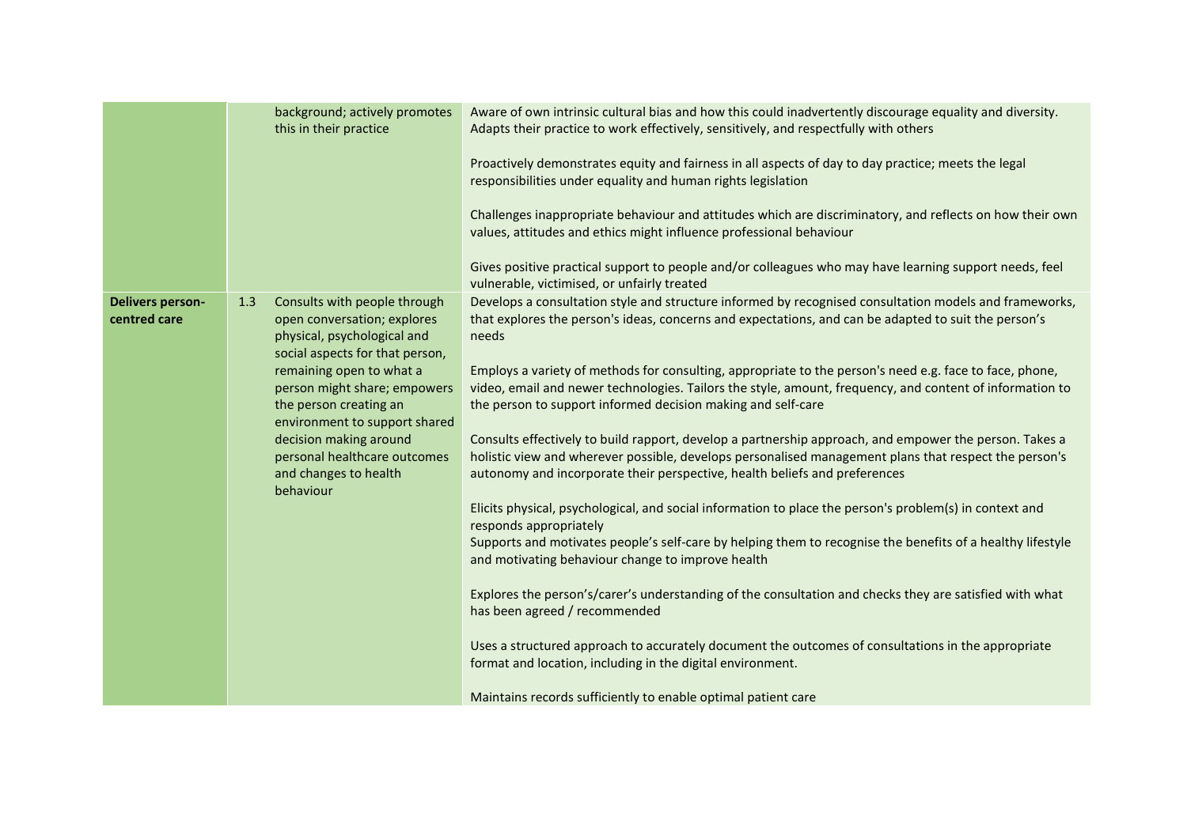| | | | |
|---|---|---|---|
| | | background; actively promotes this in their practice | Aware of own intrinsic cultural bias and how this could inadvertently discourage equality and diversity. Adapts their practice to work effectively, sensitively, and respectfully with others<br><br>Proactively demonstrates equity and fairness in all aspects of day to day practice; meets the legal responsibilities under equality and human rights legislation<br><br>Challenges inappropriate behaviour and attitudes which are discriminatory, and reflects on how their own values, attitudes and ethics might influence professional behaviour<br><br>Gives positive practical support to people and/or colleagues who may have learning support needs, feel vulnerable, victimised, or unfairly treated |
| **Delivers person-centred care** | 1.3 | Consults with people through open conversation; explores physical, psychological and social aspects for that person, remaining open to what a person might share; empowers the person creating an environment to support shared decision making around personal healthcare outcomes and changes to health behaviour | Develops a consultation style and structure informed by recognised consultation models and frameworks, that explores the person's ideas, concerns and expectations, and can be adapted to suit the person's needs<br><br>Employs a variety of methods for consulting, appropriate to the person's need e.g. face to face, phone, video, email and newer technologies. Tailors the style, amount, frequency, and content of information to the person to support informed decision making and self-care<br><br>Consults effectively to build rapport, develop a partnership approach, and empower the person. Takes a holistic view and wherever possible, develops personalised management plans that respect the person's autonomy and incorporate their perspective, health beliefs and preferences<br><br>Elicits physical, psychological, and social information to place the person's problem(s) in context and responds appropriately<br>Supports and motivates people's self-care by helping them to recognise the benefits of a healthy lifestyle and motivating behaviour change to improve health<br><br>Explores the person's/carer's understanding of the consultation and checks they are satisfied with what has been agreed / recommended<br><br>Uses a structured approach to accurately document the outcomes of consultations in the appropriate format and location, including in the digital environment.<br><br>Maintains records sufficiently to enable optimal patient care |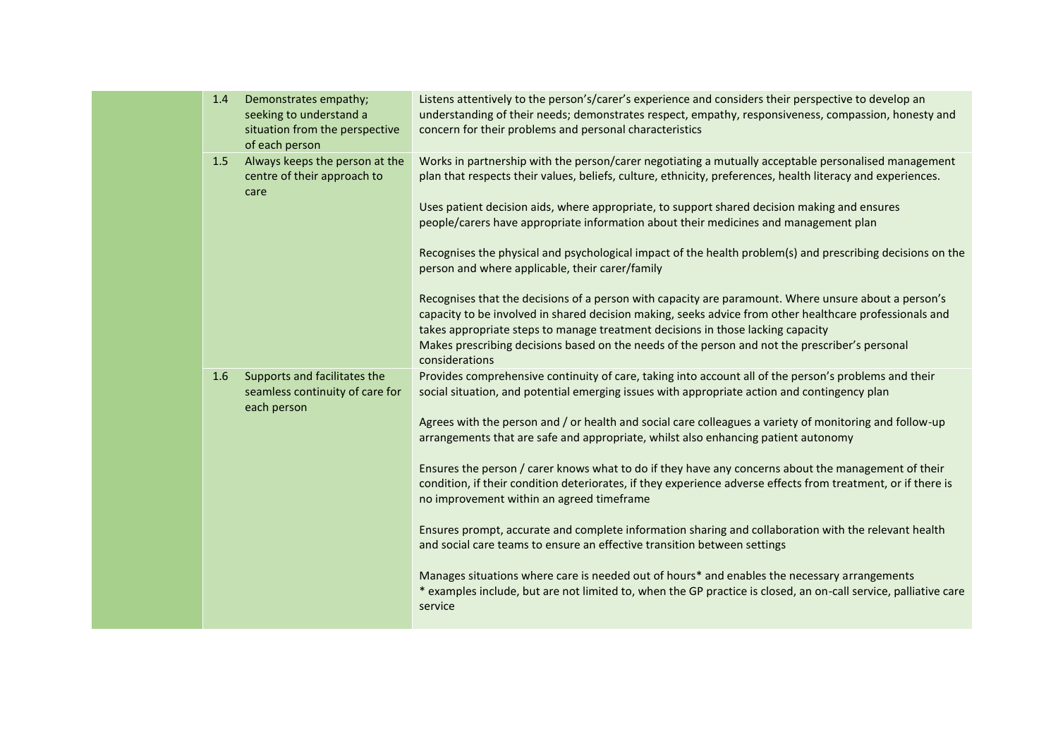| | | | |
|---|---|---|---|
| | 1.4 | Demonstrates empathy; seeking to understand a situation from the perspective of each person | Listens attentively to the person's/carer's experience and considers their perspective to develop an understanding of their needs; demonstrates respect, empathy, responsiveness, compassion, honesty and concern for their problems and personal characteristics |
| | 1.5 | Always keeps the person at the centre of their approach to care | Works in partnership with the person/carer negotiating a mutually acceptable personalised management plan that respects their values, beliefs, culture, ethnicity, preferences, health literacy and experiences.<br><br>Uses patient decision aids, where appropriate, to support shared decision making and ensures people/carers have appropriate information about their medicines and management plan<br><br>Recognises the physical and psychological impact of the health problem(s) and prescribing decisions on the person and where applicable, their carer/family<br><br>Recognises that the decisions of a person with capacity are paramount. Where unsure about a person's capacity to be involved in shared decision making, seeks advice from other healthcare professionals and takes appropriate steps to manage treatment decisions in those lacking capacity<br>Makes prescribing decisions based on the needs of the person and not the prescriber's personal considerations |
| | 1.6 | Supports and facilitates the seamless continuity of care for each person | Provides comprehensive continuity of care, taking into account all of the person's problems and their social situation, and potential emerging issues with appropriate action and contingency plan<br><br>Agrees with the person and / or health and social care colleagues a variety of monitoring and follow-up arrangements that are safe and appropriate, whilst also enhancing patient autonomy<br><br>Ensures the person / carer knows what to do if they have any concerns about the management of their condition, if their condition deteriorates, if they experience adverse effects from treatment, or if there is no improvement within an agreed timeframe<br><br>Ensures prompt, accurate and complete information sharing and collaboration with the relevant health and social care teams to ensure an effective transition between settings<br><br>Manages situations where care is needed out of hours* and enables the necessary arrangements<br>* examples include, but are not limited to, when the GP practice is closed, an on-call service, palliative care service |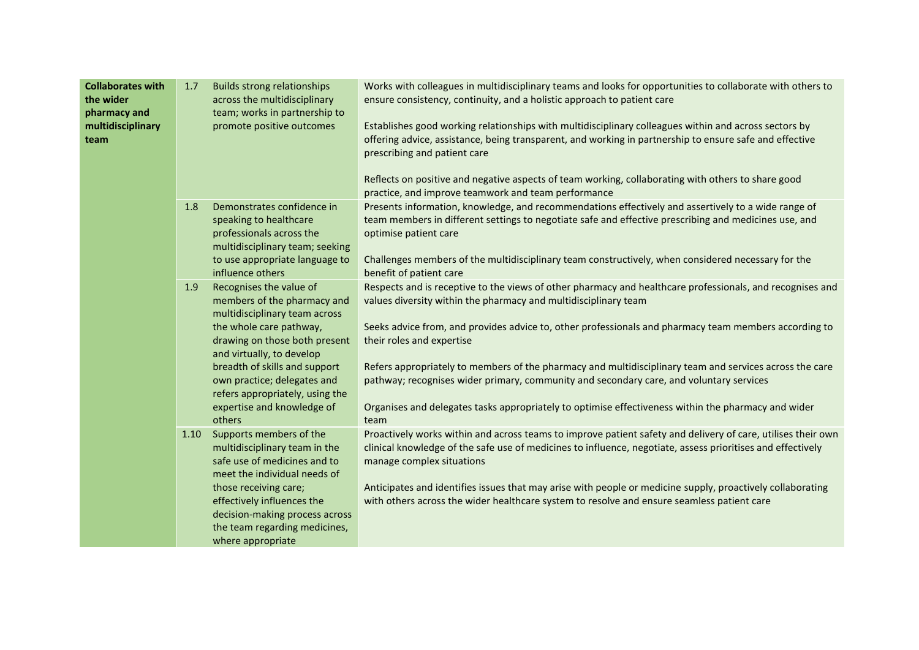| | | | |
|---|---|---|---|
| **Collaborates with the wider pharmacy and multidisciplinary team** | 1.7 | Builds strong relationships across the multidisciplinary team; works in partnership to promote positive outcomes | Works with colleagues in multidisciplinary teams and looks for opportunities to collaborate with others to ensure consistency, continuity, and a holistic approach to patient care<br><br>Establishes good working relationships with multidisciplinary colleagues within and across sectors by offering advice, assistance, being transparent, and working in partnership to ensure safe and effective prescribing and patient care<br><br>Reflects on positive and negative aspects of team working, collaborating with others to share good practice, and improve teamwork and team performance |
| | 1.8 | Demonstrates confidence in speaking to healthcare professionals across the multidisciplinary team; seeking to use appropriate language to influence others | Presents information, knowledge, and recommendations effectively and assertively to a wide range of team members in different settings to negotiate safe and effective prescribing and medicines use, and optimise patient care<br><br>Challenges members of the multidisciplinary team constructively, when considered necessary for the benefit of patient care |
| | 1.9 | Recognises the value of members of the pharmacy and multidisciplinary team across the whole care pathway, drawing on those both present and virtually, to develop breadth of skills and support own practice; delegates and refers appropriately, using the expertise and knowledge of others | Respects and is receptive to the views of other pharmacy and healthcare professionals, and recognises and values diversity within the pharmacy and multidisciplinary team<br><br>Seeks advice from, and provides advice to, other professionals and pharmacy team members according to their roles and expertise<br><br>Refers appropriately to members of the pharmacy and multidisciplinary team and services across the care pathway; recognises wider primary, community and secondary care, and voluntary services<br><br>Organises and delegates tasks appropriately to optimise effectiveness within the pharmacy and wider team |
| | 1.10 | Supports members of the multidisciplinary team in the safe use of medicines and to meet the individual needs of those receiving care; effectively influences the decision-making process across the team regarding medicines, where appropriate | Proactively works within and across teams to improve patient safety and delivery of care, utilises their own clinical knowledge of the safe use of medicines to influence, negotiate, assess prioritises and effectively manage complex situations<br><br>Anticipates and identifies issues that may arise with people or medicine supply, proactively collaborating with others across the wider healthcare system to resolve and ensure seamless patient care |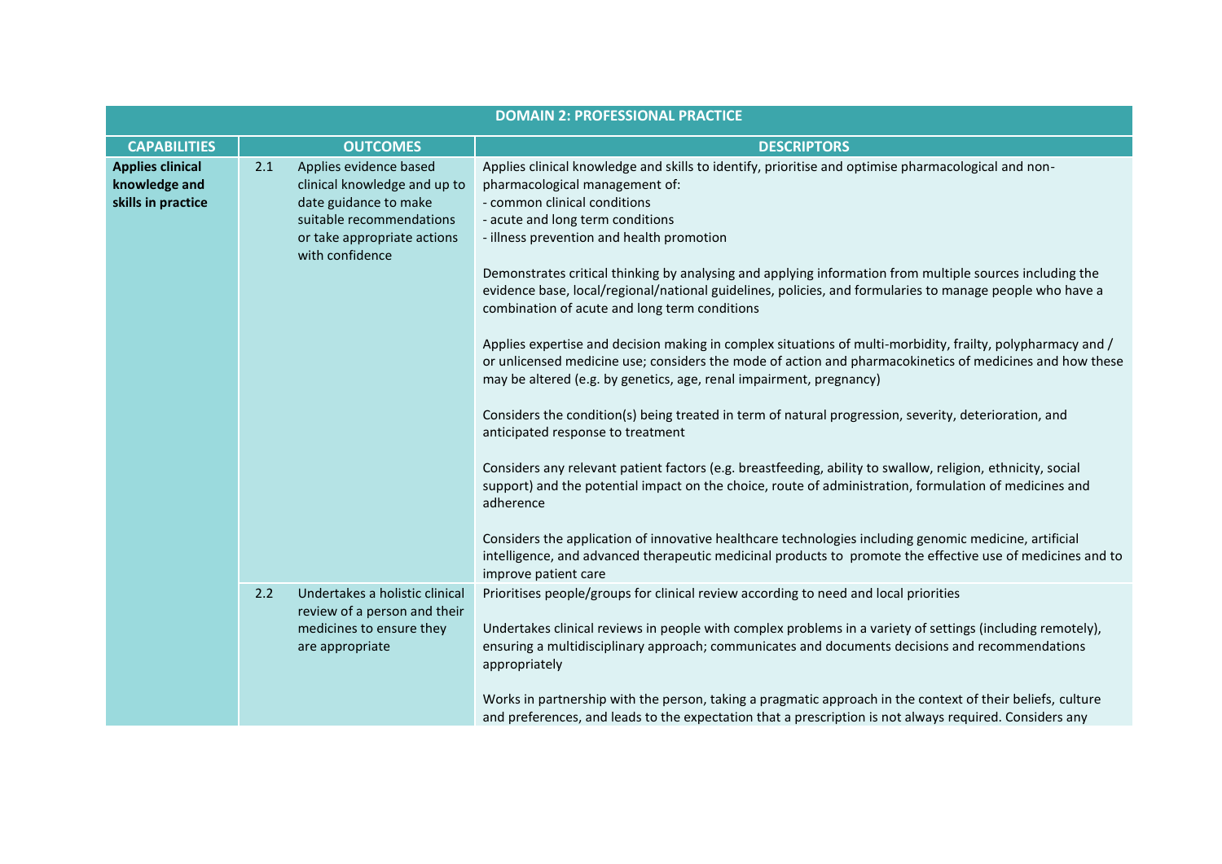| DOMAIN 2: PROFESSIONAL PRACTICE | | |
|---|---|---|
| **CAPABILITIES** | **OUTCOMES** | **DESCRIPTORS** |
| **Applies clinical knowledge and skills in practice** | 2.1 Applies evidence based clinical knowledge and up to date guidance to make suitable recommendations or take appropriate actions with confidence | Applies clinical knowledge and skills to identify, prioritise and optimise pharmacological and non-pharmacological management of:<br>- common clinical conditions<br>- acute and long term conditions<br>- illness prevention and health promotion<br><br>Demonstrates critical thinking by analysing and applying information from multiple sources including the evidence base, local/regional/national guidelines, policies, and formularies to manage people who have a combination of acute and long term conditions<br><br>Applies expertise and decision making in complex situations of multi-morbidity, frailty, polypharmacy and / or unlicensed medicine use; considers the mode of action and pharmacokinetics of medicines and how these may be altered (e.g. by genetics, age, renal impairment, pregnancy)<br><br>Considers the condition(s) being treated in term of natural progression, severity, deterioration, and anticipated response to treatment<br><br>Considers any relevant patient factors (e.g. breastfeeding, ability to swallow, religion, ethnicity, social support) and the potential impact on the choice, route of administration, formulation of medicines and adherence<br><br>Considers the application of innovative healthcare technologies including genomic medicine, artificial intelligence, and advanced therapeutic medicinal products to promote the effective use of medicines and to improve patient care |
| | 2.2 Undertakes a holistic clinical review of a person and their medicines to ensure they are appropriate | Prioritises people/groups for clinical review according to need and local priorities<br><br>Undertakes clinical reviews in people with complex problems in a variety of settings (including remotely), ensuring a multidisciplinary approach; communicates and documents decisions and recommendations appropriately<br><br>Works in partnership with the person, taking a pragmatic approach in the context of their beliefs, culture and preferences, and leads to the expectation that a prescription is not always required. Considers any |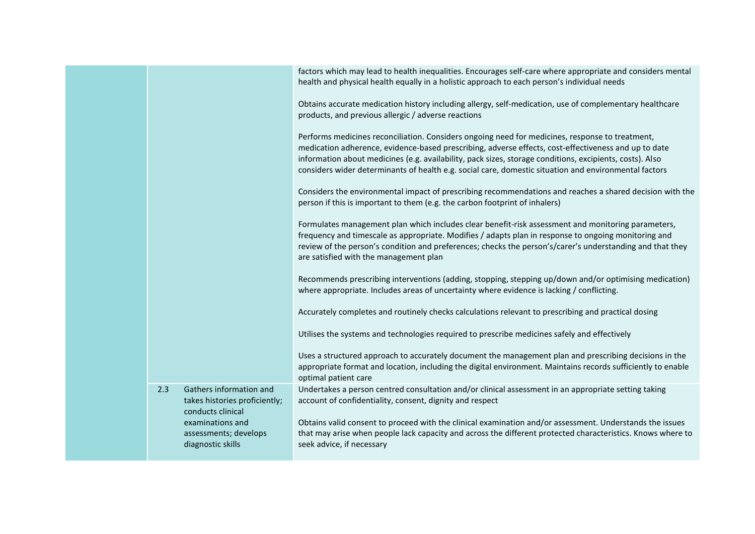| | | |
|---|---|---|
| | | factors which may lead to health inequalities. Encourages self-care where appropriate and considers mental health and physical health equally in a holistic approach to each person's individual needs<br><br>Obtains accurate medication history including allergy, self-medication, use of complementary healthcare products, and previous allergic / adverse reactions<br><br>Performs medicines reconciliation. Considers ongoing need for medicines, response to treatment, medication adherence, evidence-based prescribing, adverse effects, cost-effectiveness and up to date information about medicines (e.g. availability, pack sizes, storage conditions, excipients, costs). Also considers wider determinants of health e.g. social care, domestic situation and environmental factors<br><br>Considers the environmental impact of prescribing recommendations and reaches a shared decision with the person if this is important to them (e.g. the carbon footprint of inhalers)<br><br>Formulates management plan which includes clear benefit-risk assessment and monitoring parameters, frequency and timescale as appropriate. Modifies / adapts plan in response to ongoing monitoring and review of the person's condition and preferences; checks the person's/carer's understanding and that they are satisfied with the management plan<br><br>Recommends prescribing interventions (adding, stopping, stepping up/down and/or optimising medication) where appropriate. Includes areas of uncertainty where evidence is lacking / conflicting.<br><br>Accurately completes and routinely checks calculations relevant to prescribing and practical dosing<br><br>Utilises the systems and technologies required to prescribe medicines safely and effectively<br><br>Uses a structured approach to accurately document the management plan and prescribing decisions in the appropriate format and location, including the digital environment. Maintains records sufficiently to enable optimal patient care |
| | 2.3 Gathers information and takes histories proficiently; conducts clinical examinations and assessments; develops diagnostic skills | Undertakes a person centred consultation and/or clinical assessment in an appropriate setting taking account of confidentiality, consent, dignity and respect<br><br>Obtains valid consent to proceed with the clinical examination and/or assessment. Understands the issues that may arise when people lack capacity and across the different protected characteristics. Knows where to seek advice, if necessary |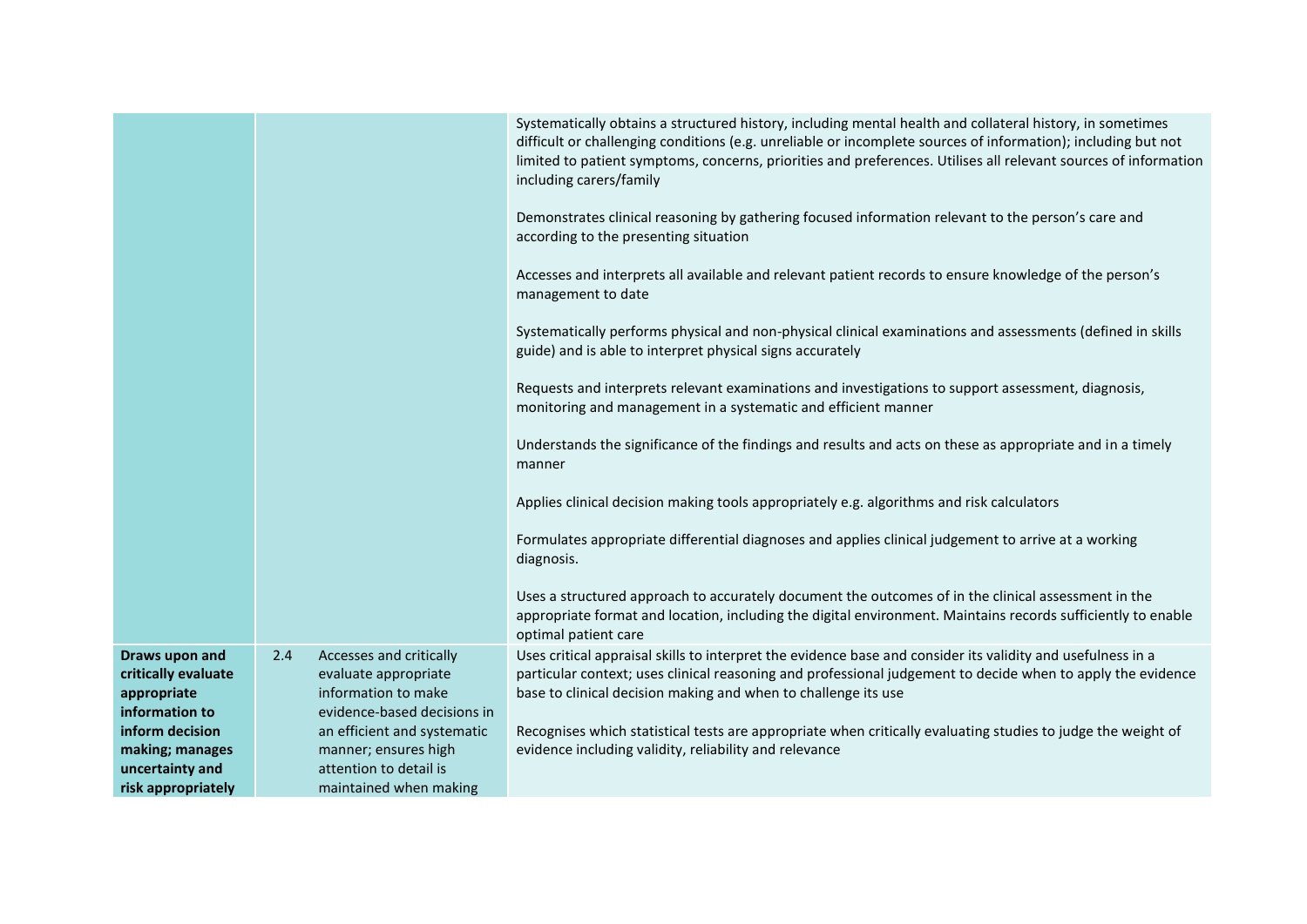| | | | |
|---|---|---|---|
| | | | Systematically obtains a structured history, including mental health and collateral history, in sometimes difficult or challenging conditions (e.g. unreliable or incomplete sources of information); including but not limited to patient symptoms, concerns, priorities and preferences. Utilises all relevant sources of information including carers/family<br><br>Demonstrates clinical reasoning by gathering focused information relevant to the person's care and according to the presenting situation<br><br>Accesses and interprets all available and relevant patient records to ensure knowledge of the person's management to date<br><br>Systematically performs physical and non-physical clinical examinations and assessments (defined in skills guide) and is able to interpret physical signs accurately<br><br>Requests and interprets relevant examinations and investigations to support assessment, diagnosis, monitoring and management in a systematic and efficient manner<br><br>Understands the significance of the findings and results and acts on these as appropriate and in a timely manner<br><br>Applies clinical decision making tools appropriately e.g. algorithms and risk calculators<br><br>Formulates appropriate differential diagnoses and applies clinical judgement to arrive at a working diagnosis.<br><br>Uses a structured approach to accurately document the outcomes of in the clinical assessment in the appropriate format and location, including the digital environment. Maintains records sufficiently to enable optimal patient care |
| **Draws upon and critically evaluate appropriate information to inform decision making; manages uncertainty and risk appropriately** | 2.4 | Accesses and critically evaluate appropriate information to make evidence-based decisions in an efficient and systematic manner; ensures high attention to detail is maintained when making | Uses critical appraisal skills to interpret the evidence base and consider its validity and usefulness in a particular context; uses clinical reasoning and professional judgement to decide when to apply the evidence base to clinical decision making and when to challenge its use<br><br>Recognises which statistical tests are appropriate when critically evaluating studies to judge the weight of evidence including validity, reliability and relevance |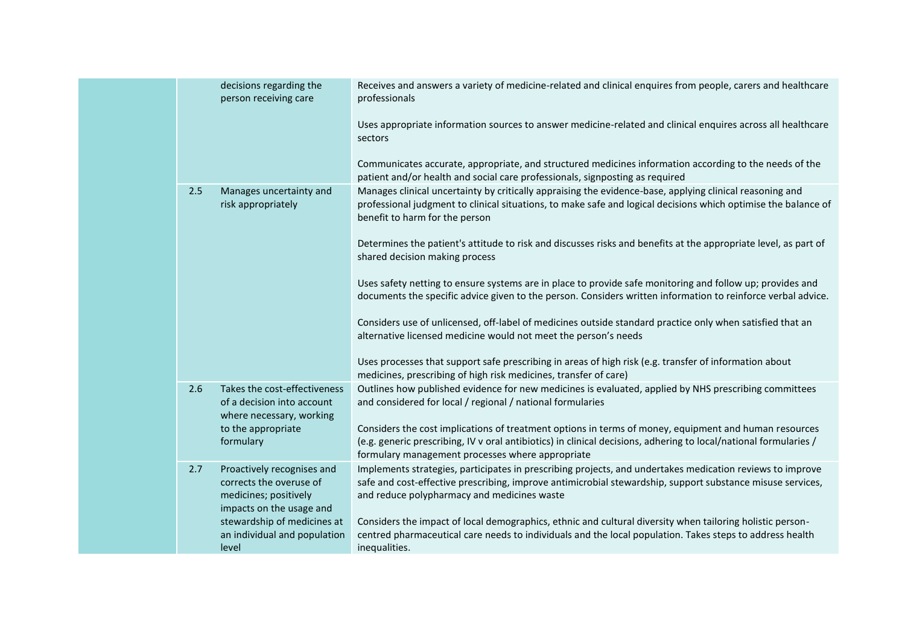| | | | |
|---|---|---|---|
| | | decisions regarding the person receiving care | Receives and answers a variety of medicine-related and clinical enquires from people, carers and healthcare professionals<br><br>Uses appropriate information sources to answer medicine-related and clinical enquires across all healthcare sectors<br><br>Communicates accurate, appropriate, and structured medicines information according to the needs of the patient and/or health and social care professionals, signposting as required |
| | 2.5 | Manages uncertainty and risk appropriately | Manages clinical uncertainty by critically appraising the evidence-base, applying clinical reasoning and professional judgment to clinical situations, to make safe and logical decisions which optimise the balance of benefit to harm for the person<br><br>Determines the patient's attitude to risk and discusses risks and benefits at the appropriate level, as part of shared decision making process<br><br>Uses safety netting to ensure systems are in place to provide safe monitoring and follow up; provides and documents the specific advice given to the person. Considers written information to reinforce verbal advice.<br><br>Considers use of unlicensed, off-label of medicines outside standard practice only when satisfied that an alternative licensed medicine would not meet the person's needs<br><br>Uses processes that support safe prescribing in areas of high risk (e.g. transfer of information about medicines, prescribing of high risk medicines, transfer of care) |
| | 2.6 | Takes the cost-effectiveness of a decision into account where necessary, working to the appropriate formulary | Outlines how published evidence for new medicines is evaluated, applied by NHS prescribing committees and considered for local / regional / national formularies<br><br>Considers the cost implications of treatment options in terms of money, equipment and human resources (e.g. generic prescribing, IV v oral antibiotics) in clinical decisions, adhering to local/national formularies / formulary management processes where appropriate |
| | 2.7 | Proactively recognises and corrects the overuse of medicines; positively impacts on the usage and stewardship of medicines at an individual and population level | Implements strategies, participates in prescribing projects, and undertakes medication reviews to improve safe and cost-effective prescribing, improve antimicrobial stewardship, support substance misuse services, and reduce polypharmacy and medicines waste<br><br>Considers the impact of local demographics, ethnic and cultural diversity when tailoring holistic person-centred pharmaceutical care needs to individuals and the local population. Takes steps to address health inequalities. |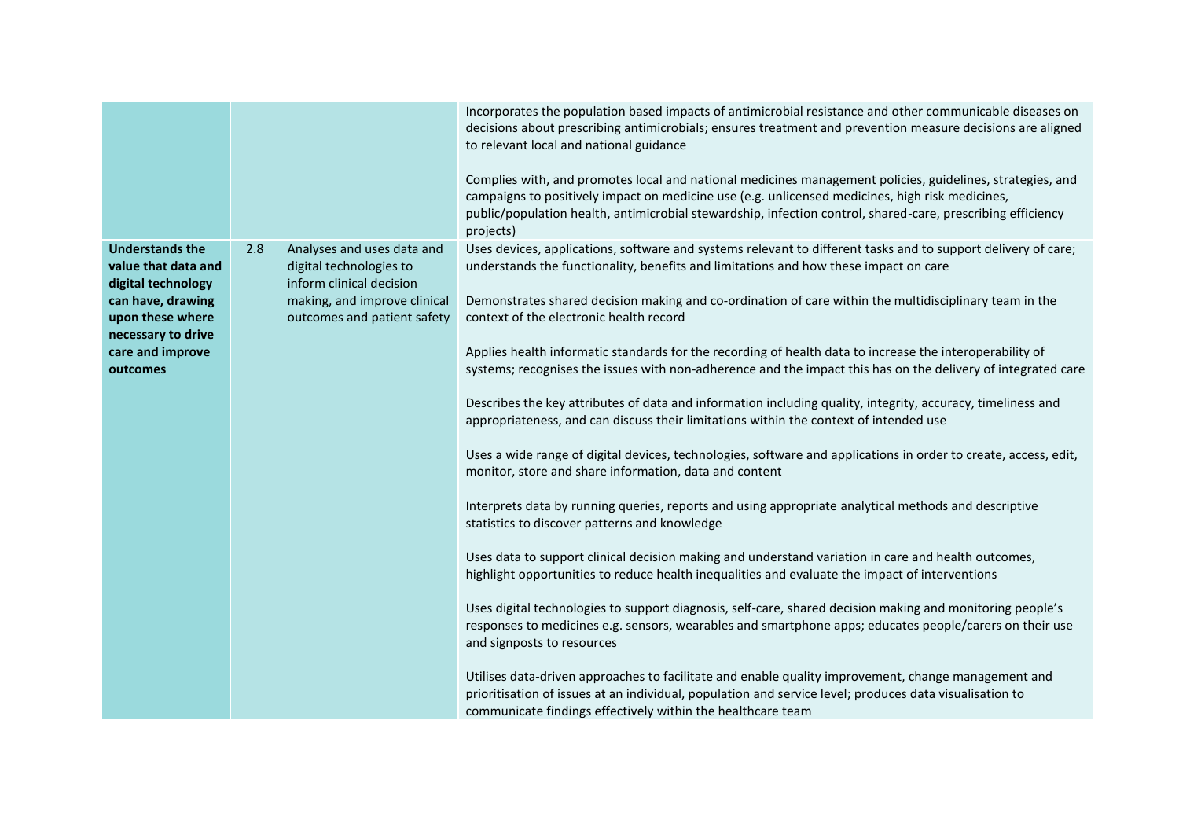| | | | |
|---|---|---|---|
| | | | Incorporates the population based impacts of antimicrobial resistance and other communicable diseases on decisions about prescribing antimicrobials; ensures treatment and prevention measure decisions are aligned to relevant local and national guidance<br><br>Complies with, and promotes local and national medicines management policies, guidelines, strategies, and campaigns to positively impact on medicine use (e.g. unlicensed medicines, high risk medicines, public/population health, antimicrobial stewardship, infection control, shared-care, prescribing efficiency projects) |
| **Understands the value that data and digital technology can have, drawing upon these where necessary to drive care and improve outcomes** | 2.8 | Analyses and uses data and digital technologies to inform clinical decision making, and improve clinical outcomes and patient safety | Uses devices, applications, software and systems relevant to different tasks and to support delivery of care; understands the functionality, benefits and limitations and how these impact on care<br><br>Demonstrates shared decision making and co-ordination of care within the multidisciplinary team in the context of the electronic health record<br><br>Applies health informatic standards for the recording of health data to increase the interoperability of systems; recognises the issues with non-adherence and the impact this has on the delivery of integrated care<br><br>Describes the key attributes of data and information including quality, integrity, accuracy, timeliness and appropriateness, and can discuss their limitations within the context of intended use<br><br>Uses a wide range of digital devices, technologies, software and applications in order to create, access, edit, monitor, store and share information, data and content<br><br>Interprets data by running queries, reports and using appropriate analytical methods and descriptive statistics to discover patterns and knowledge<br><br>Uses data to support clinical decision making and understand variation in care and health outcomes, highlight opportunities to reduce health inequalities and evaluate the impact of interventions<br><br>Uses digital technologies to support diagnosis, self-care, shared decision making and monitoring people's responses to medicines e.g. sensors, wearables and smartphone apps; educates people/carers on their use and signposts to resources<br><br>Utilises data-driven approaches to facilitate and enable quality improvement, change management and prioritisation of issues at an individual, population and service level; produces data visualisation to communicate findings effectively within the healthcare team |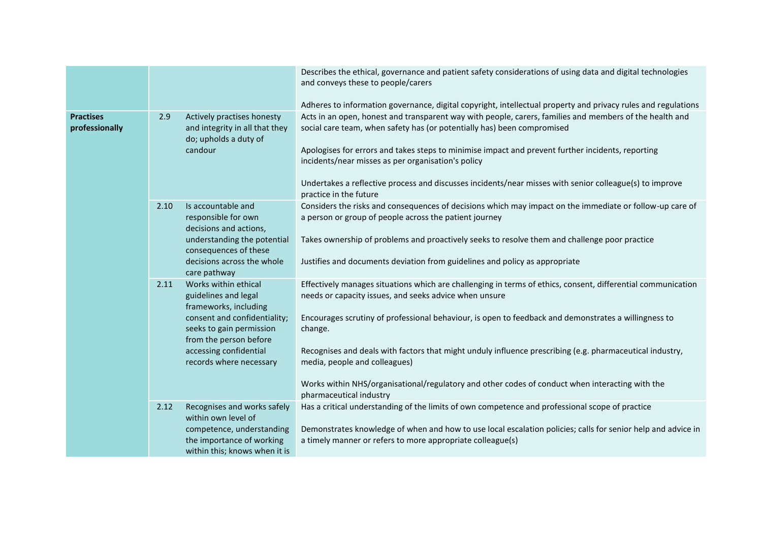| | | | |
|---|---|---|---|
| | | | Describes the ethical, governance and patient safety considerations of using data and digital technologies and conveys these to people/carers<br><br>Adheres to information governance, digital copyright, intellectual property and privacy rules and regulations |
| **Practises professionally** | 2.9 | Actively practises honesty and integrity in all that they do; upholds a duty of candour | Acts in an open, honest and transparent way with people, carers, families and members of the health and social care team, when safety has (or potentially has) been compromised<br><br>Apologises for errors and takes steps to minimise impact and prevent further incidents, reporting incidents/near misses as per organisation's policy<br><br>Undertakes a reflective process and discusses incidents/near misses with senior colleague(s) to improve practice in the future |
| | 2.10 | Is accountable and responsible for own decisions and actions, understanding the potential consequences of these decisions across the whole care pathway | Considers the risks and consequences of decisions which may impact on the immediate or follow-up care of a person or group of people across the patient journey<br><br>Takes ownership of problems and proactively seeks to resolve them and challenge poor practice<br><br>Justifies and documents deviation from guidelines and policy as appropriate |
| | 2.11 | Works within ethical guidelines and legal frameworks, including consent and confidentiality; seeks to gain permission from the person before accessing confidential records where necessary | Effectively manages situations which are challenging in terms of ethics, consent, differential communication needs or capacity issues, and seeks advice when unsure<br><br>Encourages scrutiny of professional behaviour, is open to feedback and demonstrates a willingness to change.<br><br>Recognises and deals with factors that might unduly influence prescribing (e.g. pharmaceutical industry, media, people and colleagues)<br><br>Works within NHS/organisational/regulatory and other codes of conduct when interacting with the pharmaceutical industry |
| | 2.12 | Recognises and works safely within own level of competence, understanding the importance of working within this; knows when it is | Has a critical understanding of the limits of own competence and professional scope of practice<br><br>Demonstrates knowledge of when and how to use local escalation policies; calls for senior help and advice in a timely manner or refers to more appropriate colleague(s) |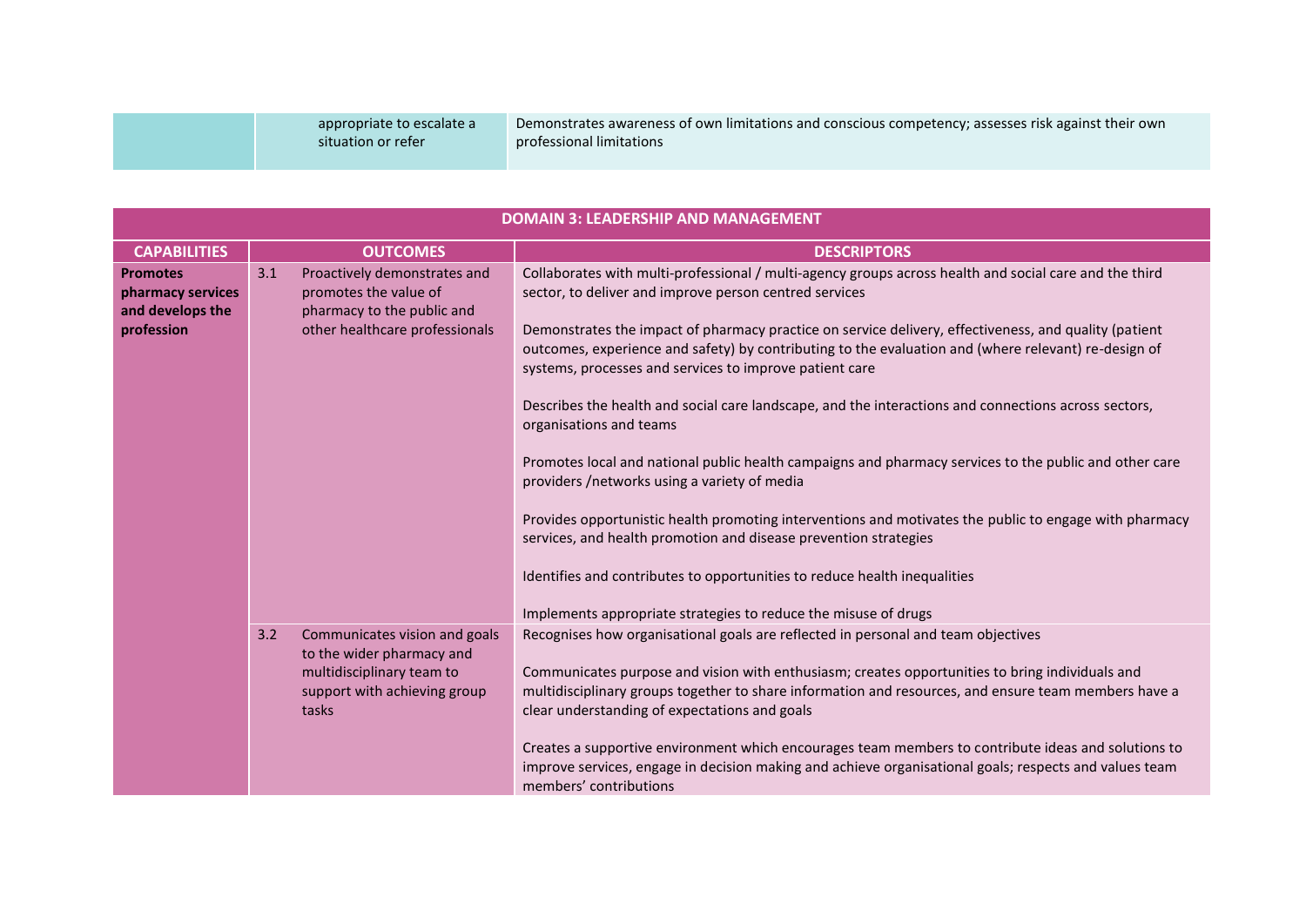| | | |
|---|---|---|
| | appropriate to escalate a situation or refer | Demonstrates awareness of own limitations and conscious competency; assesses risk against their own professional limitations |

| DOMAIN 3: LEADERSHIP AND MANAGEMENT | | | |
|---|---|---|---|
| **CAPABILITIES** | **OUTCOMES** | | **DESCRIPTORS** |
| **Promotes pharmacy services and develops the profession** | 3.1 | Proactively demonstrates and promotes the value of pharmacy to the public and other healthcare professionals | Collaborates with multi-professional / multi-agency groups across health and social care and the third sector, to deliver and improve person centred services<br><br>Demonstrates the impact of pharmacy practice on service delivery, effectiveness, and quality (patient outcomes, experience and safety) by contributing to the evaluation and (where relevant) re-design of systems, processes and services to improve patient care<br><br>Describes the health and social care landscape, and the interactions and connections across sectors, organisations and teams<br><br>Promotes local and national public health campaigns and pharmacy services to the public and other care providers /networks using a variety of media<br><br>Provides opportunistic health promoting interventions and motivates the public to engage with pharmacy services, and health promotion and disease prevention strategies<br><br>Identifies and contributes to opportunities to reduce health inequalities<br><br>Implements appropriate strategies to reduce the misuse of drugs |
| | 3.2 | Communicates vision and goals to the wider pharmacy and multidisciplinary team to support with achieving group tasks | Recognises how organisational goals are reflected in personal and team objectives<br><br>Communicates purpose and vision with enthusiasm; creates opportunities to bring individuals and multidisciplinary groups together to share information and resources, and ensure team members have a clear understanding of expectations and goals<br><br>Creates a supportive environment which encourages team members to contribute ideas and solutions to improve services, engage in decision making and achieve organisational goals; respects and values team members' contributions |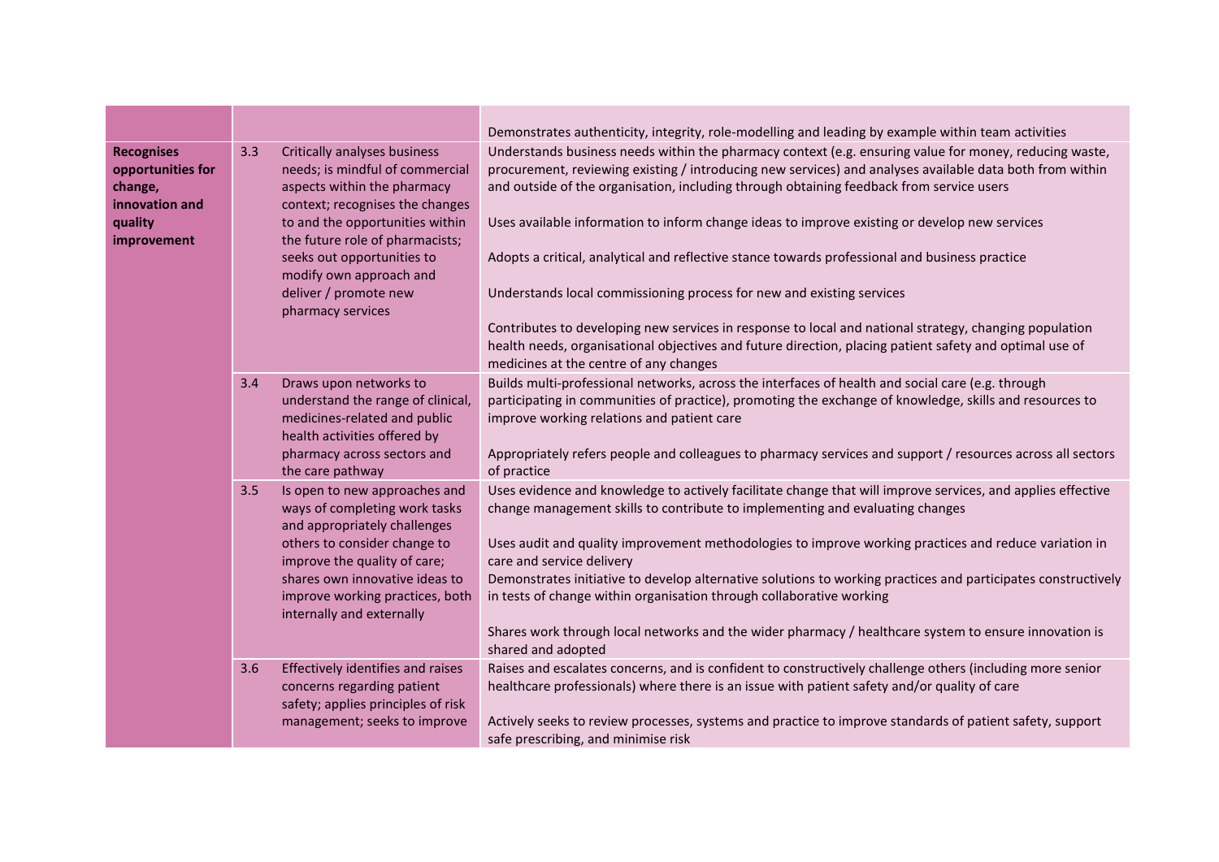| | | | |
|---|---|---|---|
| | | | Demonstrates authenticity, integrity, role-modelling and leading by example within team activities |
| **Recognises opportunities for change, innovation and quality improvement** | 3.3 | Critically analyses business needs; is mindful of commercial aspects within the pharmacy context; recognises the changes to and the opportunities within the future role of pharmacists; seeks out opportunities to modify own approach and deliver / promote new pharmacy services | Understands business needs within the pharmacy context (e.g. ensuring value for money, reducing waste, procurement, reviewing existing / introducing new services) and analyses available data both from within and outside of the organisation, including through obtaining feedback from service users<br><br>Uses available information to inform change ideas to improve existing or develop new services<br><br>Adopts a critical, analytical and reflective stance towards professional and business practice<br><br>Understands local commissioning process for new and existing services<br><br>Contributes to developing new services in response to local and national strategy, changing population health needs, organisational objectives and future direction, placing patient safety and optimal use of medicines at the centre of any changes |
| | 3.4 | Draws upon networks to understand the range of clinical, medicines-related and public health activities offered by pharmacy across sectors and the care pathway | Builds multi-professional networks, across the interfaces of health and social care (e.g. through participating in communities of practice), promoting the exchange of knowledge, skills and resources to improve working relations and patient care<br><br>Appropriately refers people and colleagues to pharmacy services and support / resources across all sectors of practice |
| | 3.5 | Is open to new approaches and ways of completing work tasks and appropriately challenges others to consider change to improve the quality of care; shares own innovative ideas to improve working practices, both internally and externally | Uses evidence and knowledge to actively facilitate change that will improve services, and applies effective change management skills to contribute to implementing and evaluating changes<br><br>Uses audit and quality improvement methodologies to improve working practices and reduce variation in care and service delivery<br>Demonstrates initiative to develop alternative solutions to working practices and participates constructively in tests of change within organisation through collaborative working<br><br>Shares work through local networks and the wider pharmacy / healthcare system to ensure innovation is shared and adopted |
| | 3.6 | Effectively identifies and raises concerns regarding patient safety; applies principles of risk management; seeks to improve | Raises and escalates concerns, and is confident to constructively challenge others (including more senior healthcare professionals) where there is an issue with patient safety and/or quality of care<br><br>Actively seeks to review processes, systems and practice to improve standards of patient safety, support safe prescribing, and minimise risk |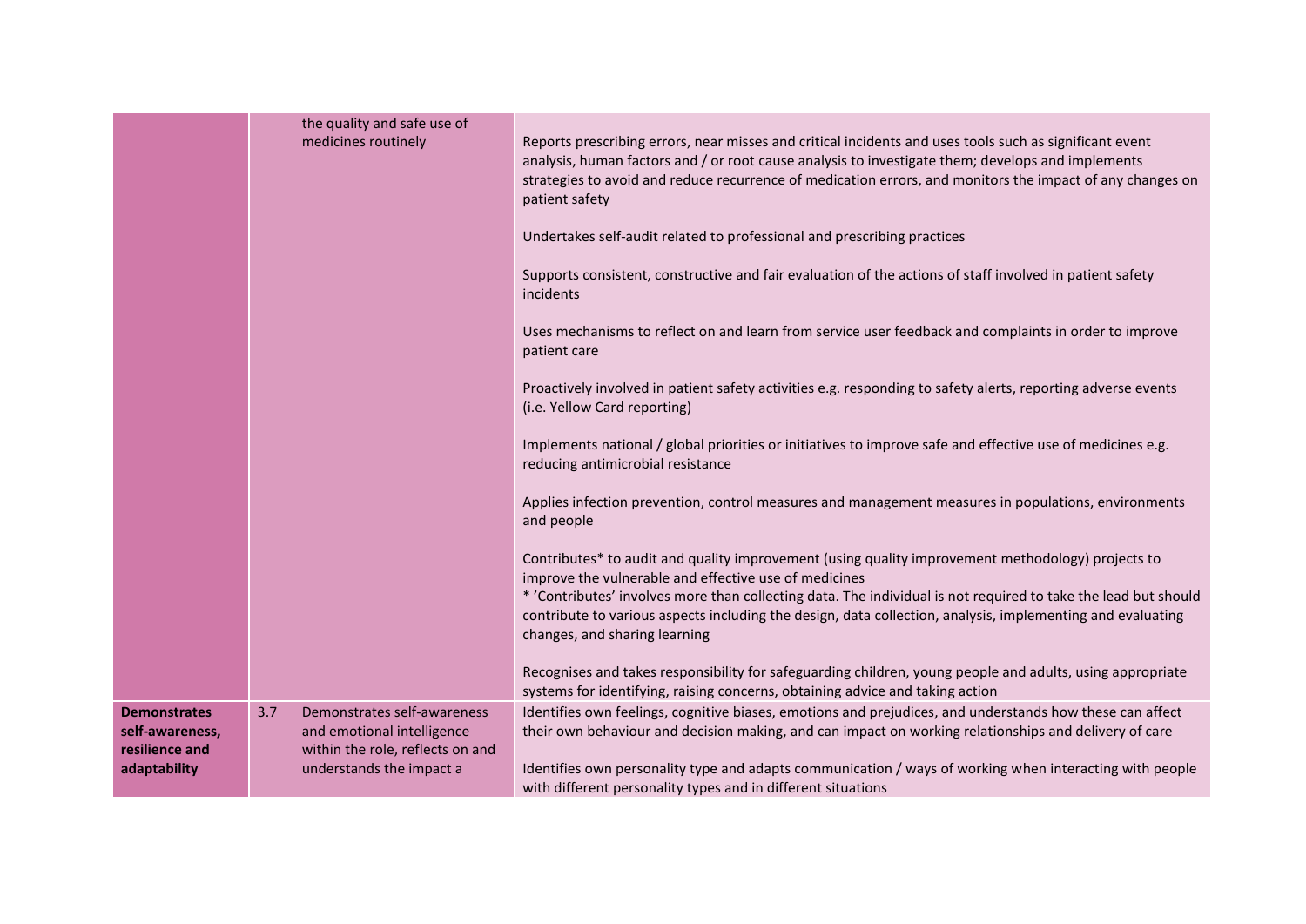| | | | |
|---|---|---|---|
| | | the quality and safe use of medicines routinely | Reports prescribing errors, near misses and critical incidents and uses tools such as significant event analysis, human factors and / or root cause analysis to investigate them; develops and implements strategies to avoid and reduce recurrence of medication errors, and monitors the impact of any changes on patient safety<br><br>Undertakes self-audit related to professional and prescribing practices<br><br>Supports consistent, constructive and fair evaluation of the actions of staff involved in patient safety incidents<br><br>Uses mechanisms to reflect on and learn from service user feedback and complaints in order to improve patient care<br><br>Proactively involved in patient safety activities e.g. responding to safety alerts, reporting adverse events (i.e. Yellow Card reporting)<br><br>Implements national / global priorities or initiatives to improve safe and effective use of medicines e.g. reducing antimicrobial resistance<br><br>Applies infection prevention, control measures and management measures in populations, environments and people<br><br>Contributes* to audit and quality improvement (using quality improvement methodology) projects to improve the vulnerable and effective use of medicines<br>* 'Contributes' involves more than collecting data. The individual is not required to take the lead but should contribute to various aspects including the design, data collection, analysis, implementing and evaluating changes, and sharing learning<br><br>Recognises and takes responsibility for safeguarding children, young people and adults, using appropriate systems for identifying, raising concerns, obtaining advice and taking action |
| **Demonstrates self-awareness, resilience and adaptability** | 3.7 | Demonstrates self-awareness and emotional intelligence within the role, reflects on and understands the impact a | Identifies own feelings, cognitive biases, emotions and prejudices, and understands how these can affect their own behaviour and decision making, and can impact on working relationships and delivery of care<br><br>Identifies own personality type and adapts communication / ways of working when interacting with people with different personality types and in different situations |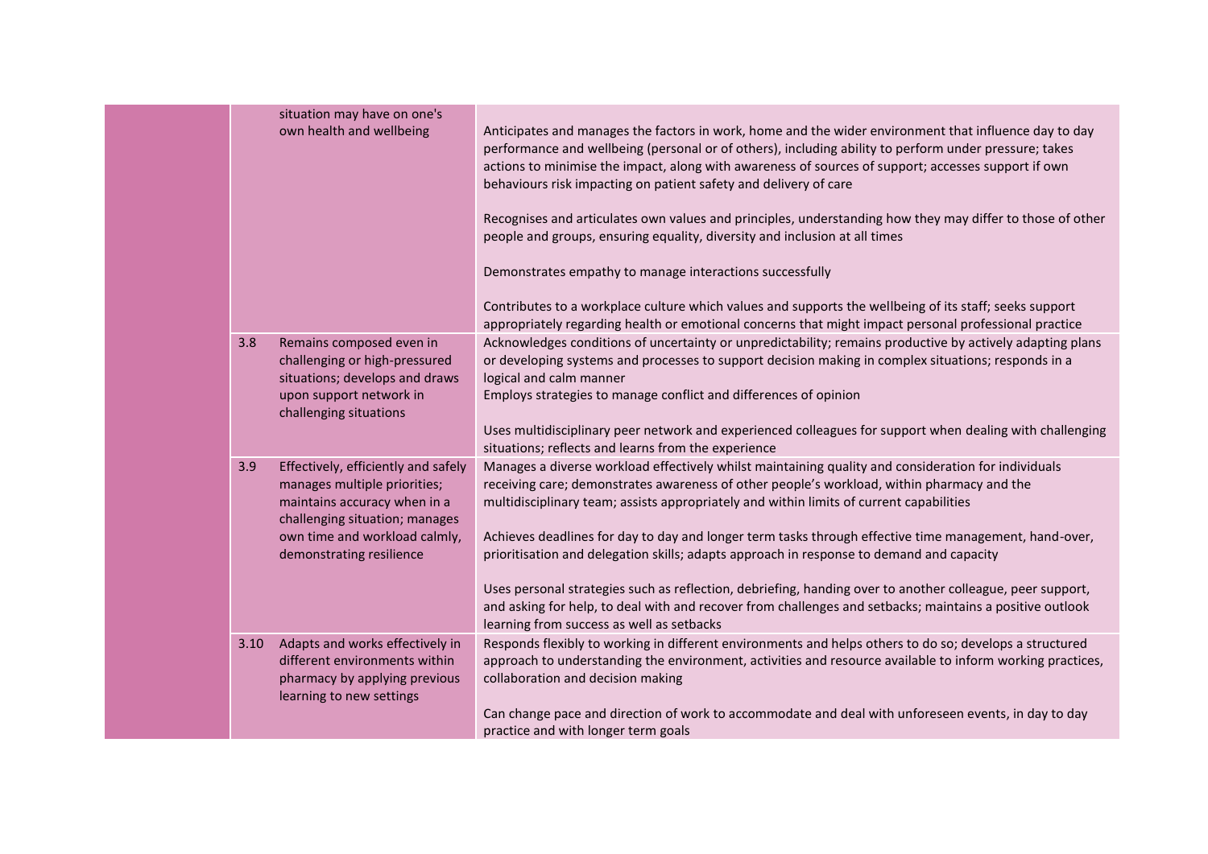| | | |
|---|---|---|
| | situation may have on one's own health and wellbeing | Anticipates and manages the factors in work, home and the wider environment that influence day to day performance and wellbeing (personal or of others), including ability to perform under pressure; takes actions to minimise the impact, along with awareness of sources of support; accesses support if own behaviours risk impacting on patient safety and delivery of care<br><br>Recognises and articulates own values and principles, understanding how they may differ to those of other people and groups, ensuring equality, diversity and inclusion at all times<br><br>Demonstrates empathy to manage interactions successfully<br><br>Contributes to a workplace culture which values and supports the wellbeing of its staff; seeks support appropriately regarding health or emotional concerns that might impact personal professional practice |
| | 3.8 Remains composed even in challenging or high-pressured situations; develops and draws upon support network in challenging situations | Acknowledges conditions of uncertainty or unpredictability; remains productive by actively adapting plans or developing systems and processes to support decision making in complex situations; responds in a logical and calm manner<br>Employs strategies to manage conflict and differences of opinion<br><br>Uses multidisciplinary peer network and experienced colleagues for support when dealing with challenging situations; reflects and learns from the experience |
| | 3.9 Effectively, efficiently and safely manages multiple priorities; maintains accuracy when in a challenging situation; manages own time and workload calmly, demonstrating resilience | Manages a diverse workload effectively whilst maintaining quality and consideration for individuals receiving care; demonstrates awareness of other people's workload, within pharmacy and the multidisciplinary team; assists appropriately and within limits of current capabilities<br><br>Achieves deadlines for day to day and longer term tasks through effective time management, hand-over, prioritisation and delegation skills; adapts approach in response to demand and capacity<br><br>Uses personal strategies such as reflection, debriefing, handing over to another colleague, peer support, and asking for help, to deal with and recover from challenges and setbacks; maintains a positive outlook learning from success as well as setbacks |
| | 3.10 Adapts and works effectively in different environments within pharmacy by applying previous learning to new settings | Responds flexibly to working in different environments and helps others to do so; develops a structured approach to understanding the environment, activities and resource available to inform working practices, collaboration and decision making<br><br>Can change pace and direction of work to accommodate and deal with unforeseen events, in day to day practice and with longer term goals |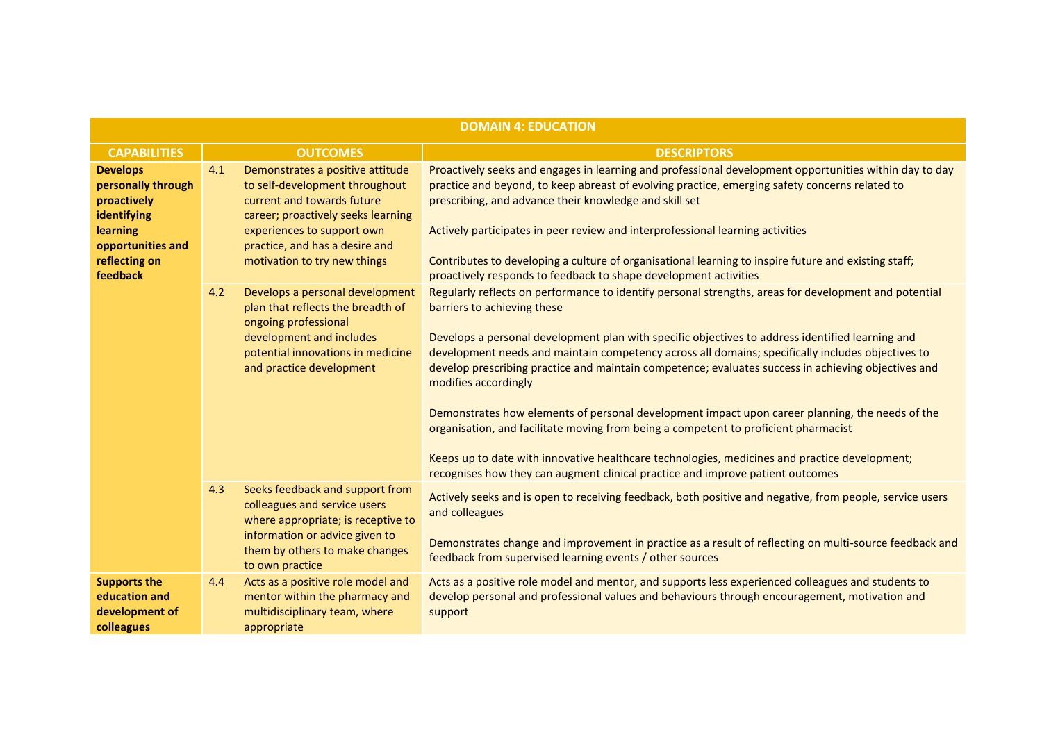| DOMAIN 4: EDUCATION | | | |
|---|---|---|---|
| **CAPABILITIES** | **OUTCOMES** | | **DESCRIPTORS** |
| **Develops personally through proactively identifying learning opportunities and reflecting on feedback** | 4.1 | Demonstrates a positive attitude to self-development throughout current and towards future career; proactively seeks learning experiences to support own practice, and has a desire and motivation to try new things | Proactively seeks and engages in learning and professional development opportunities within day to day practice and beyond, to keep abreast of evolving practice, emerging safety concerns related to prescribing, and advance their knowledge and skill set<br><br>Actively participates in peer review and interprofessional learning activities<br><br>Contributes to developing a culture of organisational learning to inspire future and existing staff; proactively responds to feedback to shape development activities |
| | 4.2 | Develops a personal development plan that reflects the breadth of ongoing professional development and includes potential innovations in medicine and practice development | Regularly reflects on performance to identify personal strengths, areas for development and potential barriers to achieving these<br><br>Develops a personal development plan with specific objectives to address identified learning and development needs and maintain competency across all domains; specifically includes objectives to develop prescribing practice and maintain competence; evaluates success in achieving objectives and modifies accordingly<br><br>Demonstrates how elements of personal development impact upon career planning, the needs of the organisation, and facilitate moving from being a competent to proficient pharmacist<br><br>Keeps up to date with innovative healthcare technologies, medicines and practice development; recognises how they can augment clinical practice and improve patient outcomes |
| | 4.3 | Seeks feedback and support from colleagues and service users where appropriate; is receptive to information or advice given to them by others to make changes to own practice | Actively seeks and is open to receiving feedback, both positive and negative, from people, service users and colleagues<br><br>Demonstrates change and improvement in practice as a result of reflecting on multi-source feedback and feedback from supervised learning events / other sources |
| **Supports the education and development of colleagues** | 4.4 | Acts as a positive role model and mentor within the pharmacy and multidisciplinary team, where appropriate | Acts as a positive role model and mentor, and supports less experienced colleagues and students to develop personal and professional values and behaviours through encouragement, motivation and support |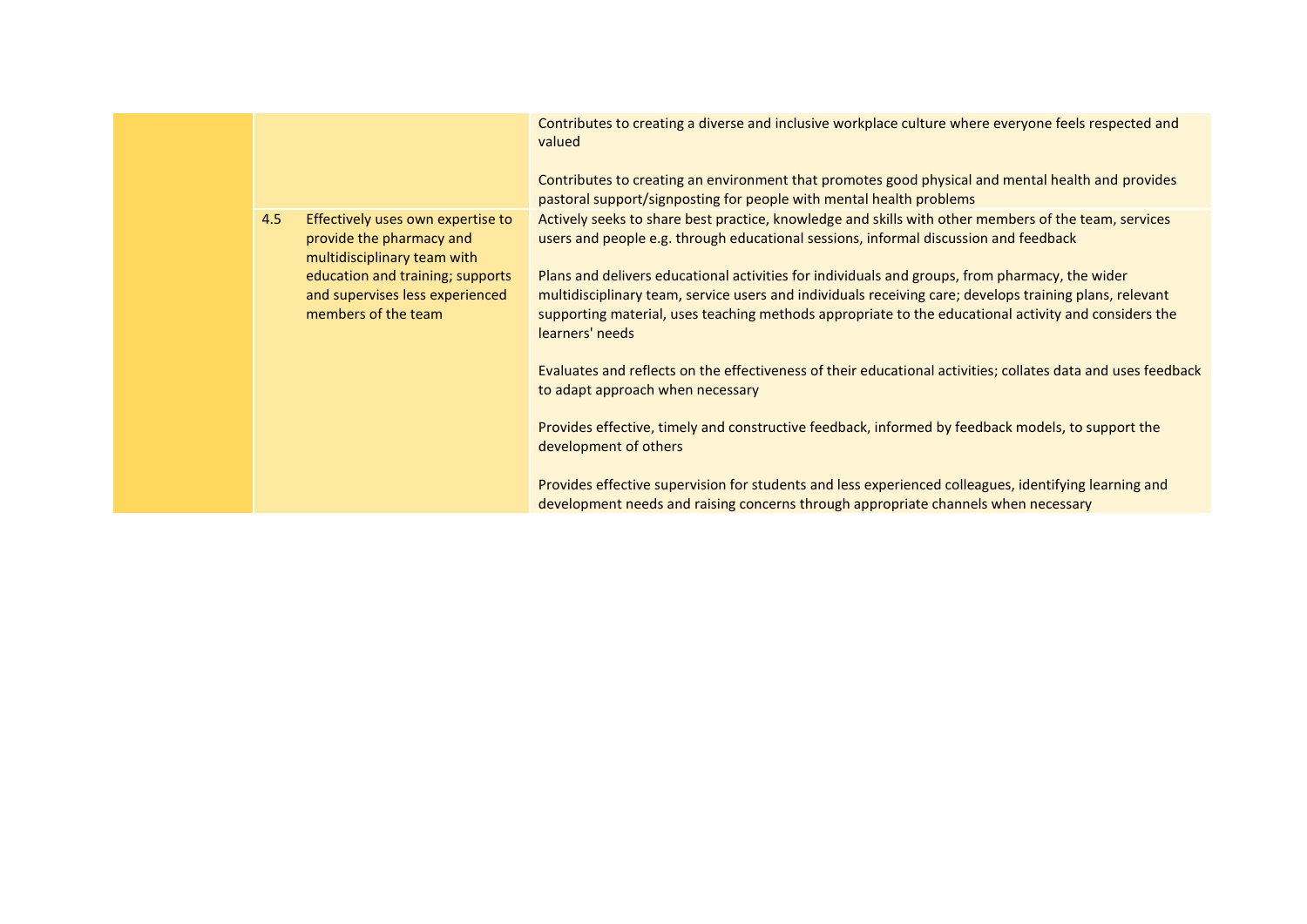| | | |
|---|---|---|
| | | Contributes to creating a diverse and inclusive workplace culture where everyone feels respected and valued<br><br>Contributes to creating an environment that promotes good physical and mental health and provides pastoral support/signposting for people with mental health problems |
| | 4.5 Effectively uses own expertise to provide the pharmacy and multidisciplinary team with education and training; supports and supervises less experienced members of the team | Actively seeks to share best practice, knowledge and skills with other members of the team, services users and people e.g. through educational sessions, informal discussion and feedback<br><br>Plans and delivers educational activities for individuals and groups, from pharmacy, the wider multidisciplinary team, service users and individuals receiving care; develops training plans, relevant supporting material, uses teaching methods appropriate to the educational activity and considers the learners' needs<br><br>Evaluates and reflects on the effectiveness of their educational activities; collates data and uses feedback to adapt approach when necessary<br><br>Provides effective, timely and constructive feedback, informed by feedback models, to support the development of others<br><br>Provides effective supervision for students and less experienced colleagues, identifying learning and development needs and raising concerns through appropriate channels when necessary |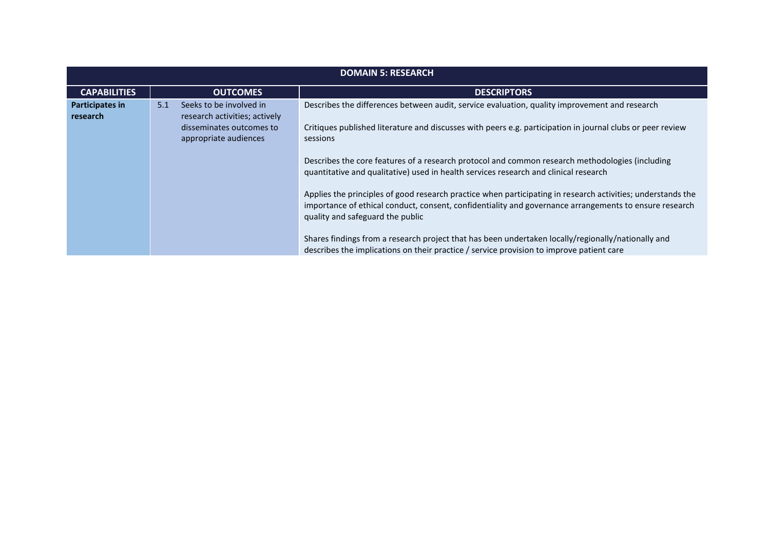| DOMAIN 5: RESEARCH | | |
|---|---|---|
| **CAPABILITIES** | **OUTCOMES** | **DESCRIPTORS** |
| **Participates in research** | 5.1 Seeks to be involved in research activities; actively disseminates outcomes to appropriate audiences | Describes the differences between audit, service evaluation, quality improvement and research<br><br>Critiques published literature and discusses with peers e.g. participation in journal clubs or peer review sessions<br><br>Describes the core features of a research protocol and common research methodologies (including quantitative and qualitative) used in health services research and clinical research<br><br>Applies the principles of good research practice when participating in research activities; understands the importance of ethical conduct, consent, confidentiality and governance arrangements to ensure research quality and safeguard the public<br><br>Shares findings from a research project that has been undertaken locally/regionally/nationally and describes the implications on their practice / service provision to improve patient care |